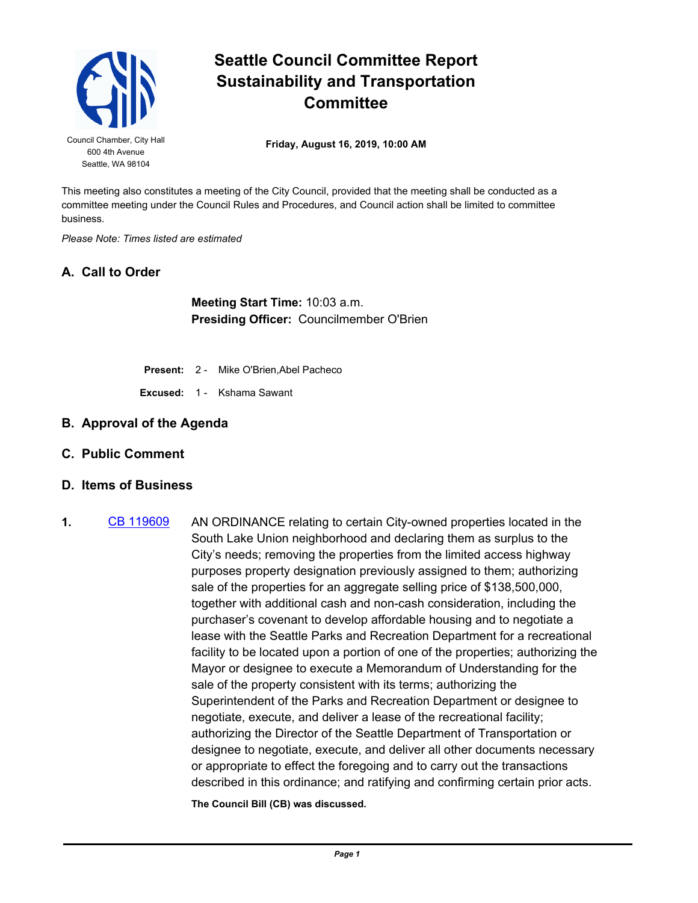# Seattle Council Committee Report Sustainability and Transportation Committee

Council Chamber, City Hall
600 4th Avenue
Seattle, WA 98104

**Friday, August 16, 2019, 10:00 AM**

This meeting also constitutes a meeting of the City Council, provided that the meeting shall be conducted as a committee meeting under the Council Rules and Procedures, and Council action shall be limited to committee business.

*Please Note: Times listed are estimated*

## A. Call to Order

**Meeting Start Time:** 10:03 a.m.
**Presiding Officer:** Councilmember O'Brien

**Present:** 2 - Mike O'Brien,Abel Pacheco

**Excused:** 1 - Kshama Sawant

## B. Approval of the Agenda

## C. Public Comment

## D. Items of Business

**1.** CB 119609 AN ORDINANCE relating to certain City-owned properties located in the South Lake Union neighborhood and declaring them as surplus to the City's needs; removing the properties from the limited access highway purposes property designation previously assigned to them; authorizing sale of the properties for an aggregate selling price of $138,500,000, together with additional cash and non-cash consideration, including the purchaser's covenant to develop affordable housing and to negotiate a lease with the Seattle Parks and Recreation Department for a recreational facility to be located upon a portion of one of the properties; authorizing the Mayor or designee to execute a Memorandum of Understanding for the sale of the property consistent with its terms; authorizing the Superintendent of the Parks and Recreation Department or designee to negotiate, execute, and deliver a lease of the recreational facility; authorizing the Director of the Seattle Department of Transportation or designee to negotiate, execute, and deliver all other documents necessary or appropriate to effect the foregoing and to carry out the transactions described in this ordinance; and ratifying and confirming certain prior acts.

**The Council Bill (CB) was discussed.**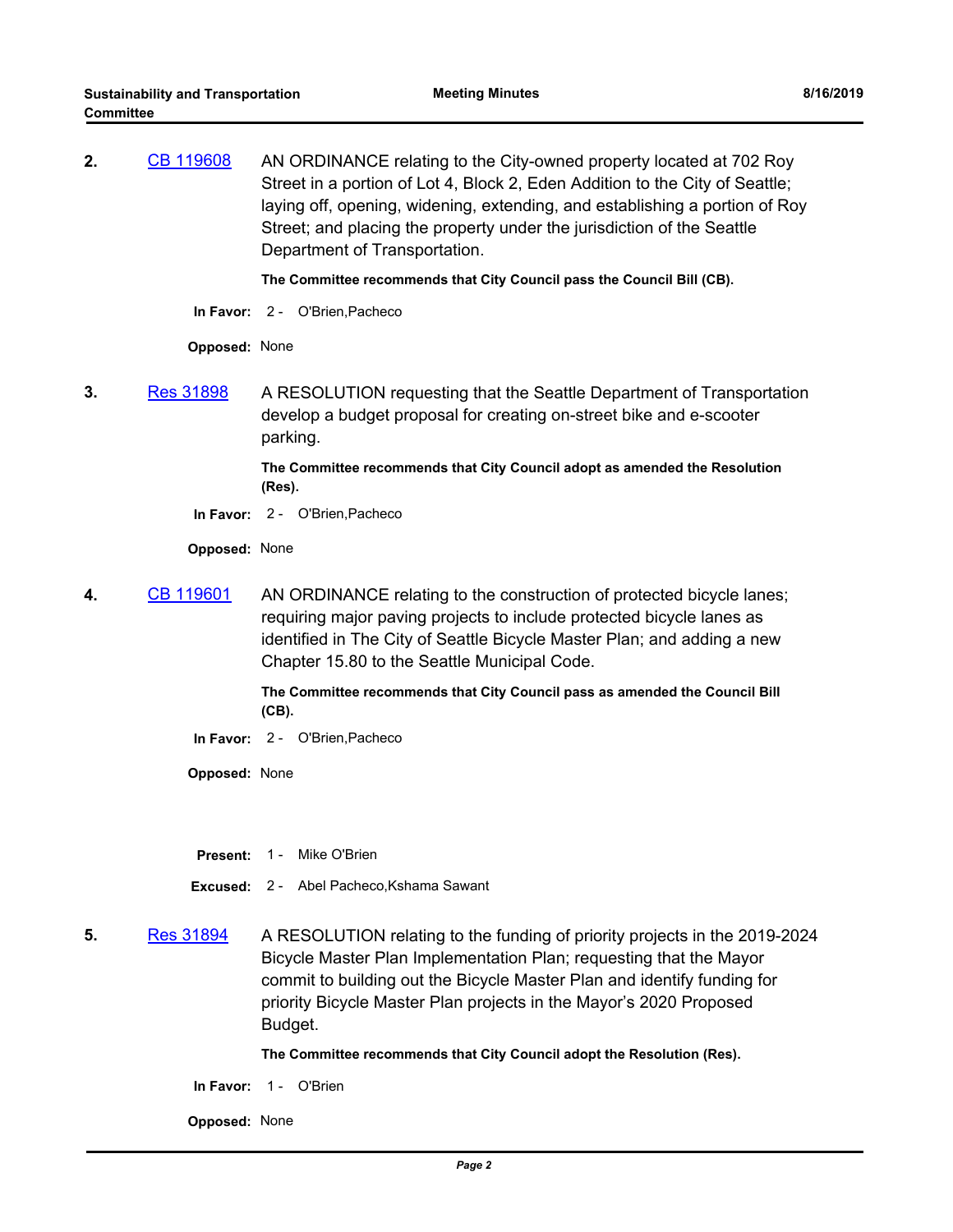**2.** CB 119608 AN ORDINANCE relating to the City-owned property located at 702 Roy Street in a portion of Lot 4, Block 2, Eden Addition to the City of Seattle; laying off, opening, widening, extending, and establishing a portion of Roy Street; and placing the property under the jurisdiction of the Seattle Department of Transportation.

**The Committee recommends that City Council pass the Council Bill (CB).**

**In Favor:** 2 - O'Brien,Pacheco

**Opposed:** None

**3.** Res 31898 A RESOLUTION requesting that the Seattle Department of Transportation develop a budget proposal for creating on-street bike and e-scooter parking.

**The Committee recommends that City Council adopt as amended the Resolution (Res).**

**In Favor:** 2 - O'Brien,Pacheco

**Opposed:** None

**4.** CB 119601 AN ORDINANCE relating to the construction of protected bicycle lanes; requiring major paving projects to include protected bicycle lanes as identified in The City of Seattle Bicycle Master Plan; and adding a new Chapter 15.80 to the Seattle Municipal Code.

**The Committee recommends that City Council pass as amended the Council Bill (CB).**

**In Favor:** 2 - O'Brien,Pacheco

**Opposed:** None

**Present:** 1 - Mike O'Brien

**Excused:** 2 - Abel Pacheco,Kshama Sawant

**5.** Res 31894 A RESOLUTION relating to the funding of priority projects in the 2019-2024 Bicycle Master Plan Implementation Plan; requesting that the Mayor commit to building out the Bicycle Master Plan and identify funding for priority Bicycle Master Plan projects in the Mayor's 2020 Proposed Budget.

**The Committee recommends that City Council adopt the Resolution (Res).**

**In Favor:** 1 - O'Brien

**Opposed:** None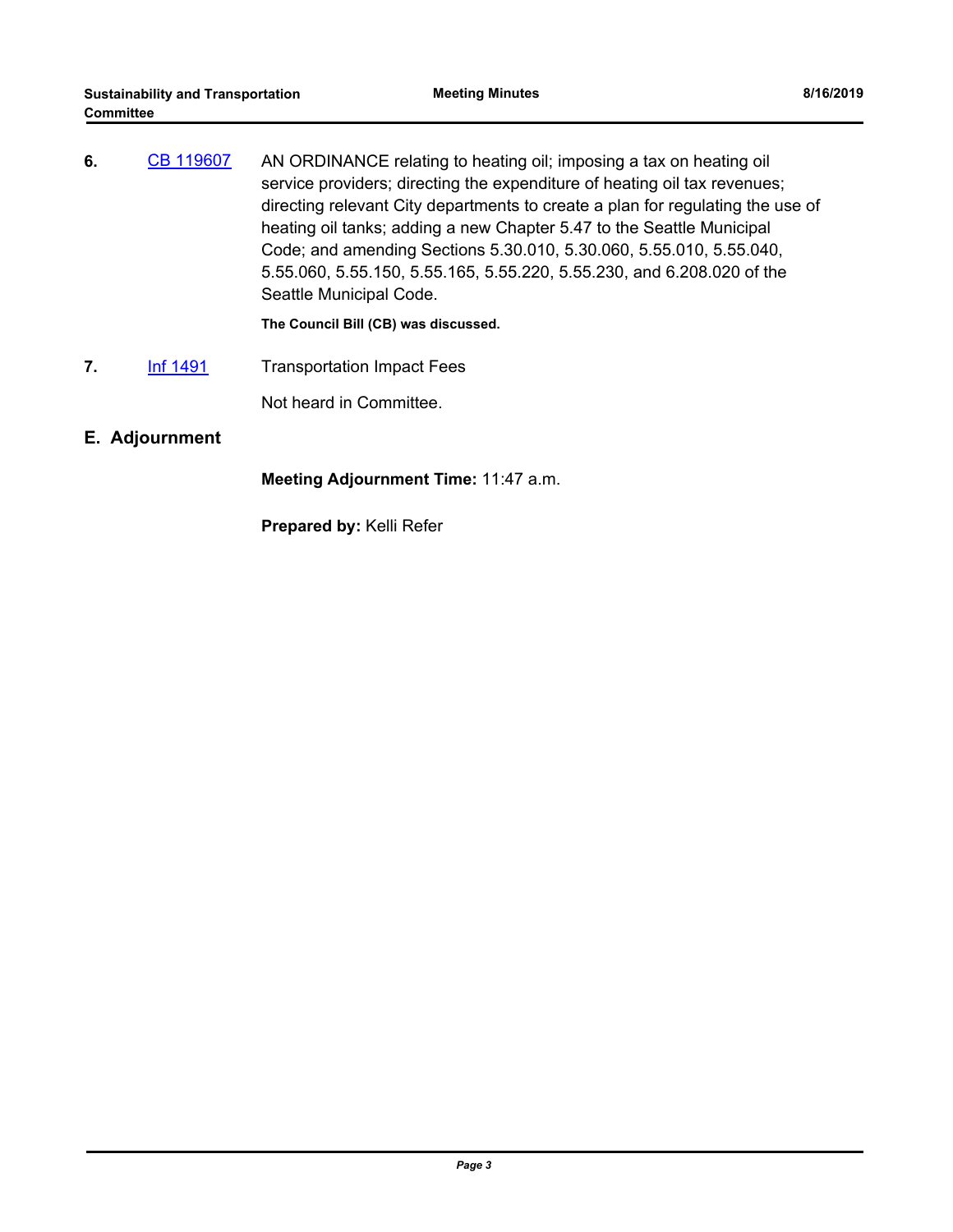**6.** [CB 119607](CB 119607) AN ORDINANCE relating to heating oil; imposing a tax on heating oil service providers; directing the expenditure of heating oil tax revenues; directing relevant City departments to create a plan for regulating the use of heating oil tanks; adding a new Chapter 5.47 to the Seattle Municipal Code; and amending Sections 5.30.010, 5.30.060, 5.55.010, 5.55.040, 5.55.060, 5.55.150, 5.55.165, 5.55.220, 5.55.230, and 6.208.020 of the Seattle Municipal Code.

**The Council Bill (CB) was discussed.**

**7.** Inf 1491 Transportation Impact Fees

Not heard in Committee.

## E. Adjournment

**Meeting Adjournment Time:** 11:47 a.m.

**Prepared by:** Kelli Refer